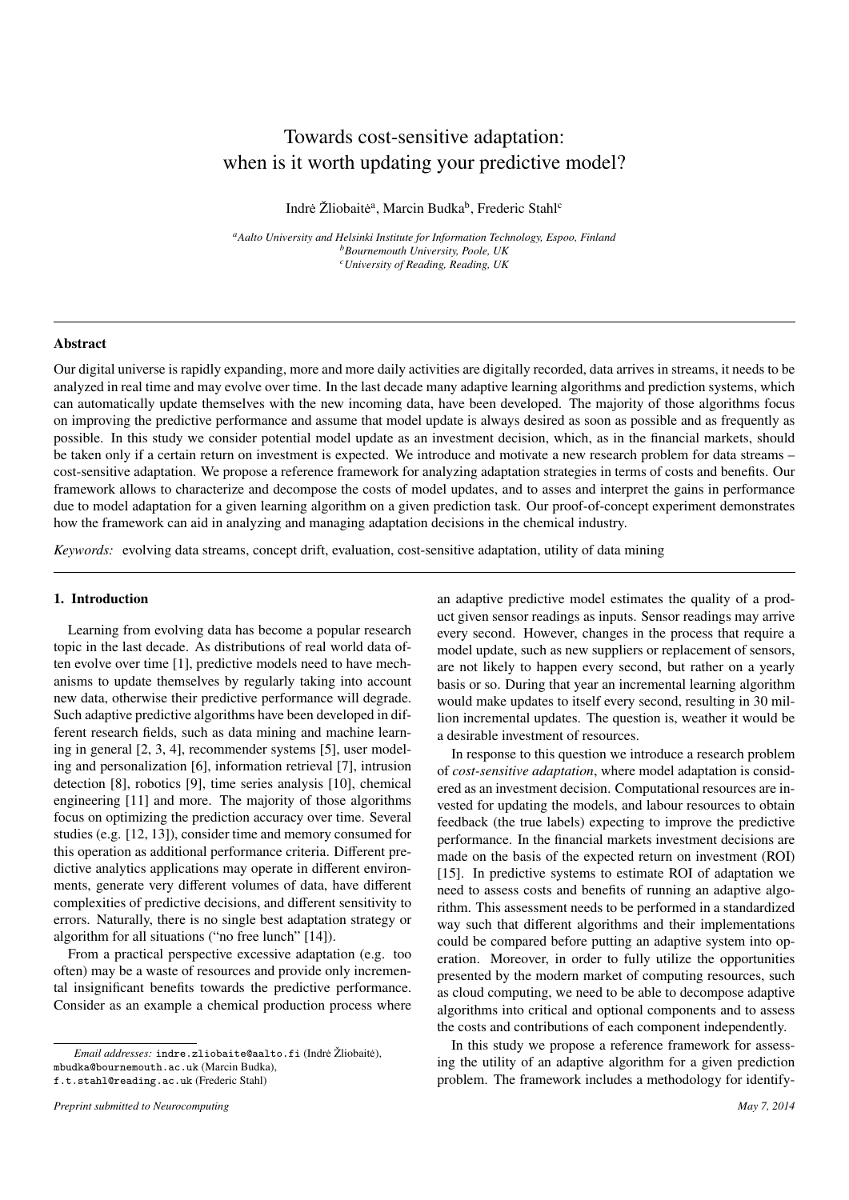# Towards cost-sensitive adaptation: when is it worth updating your predictive model?

Indrė Žliobaitė[a], Marcin Budka[b], Frederic Stahl[c]

[a] *Aalto University and Helsinki Institute for Information Technology, Espoo, Finland*
[b] *Bournemouth University, Poole, UK*
[c] *University of Reading, Reading, UK*

## Abstract

Our digital universe is rapidly expanding, more and more daily activities are digitally recorded, data arrives in streams, it needs to be analyzed in real time and may evolve over time. In the last decade many adaptive learning algorithms and prediction systems, which can automatically update themselves with the new incoming data, have been developed. The majority of those algorithms focus on improving the predictive performance and assume that model update is always desired as soon as possible and as frequently as possible. In this study we consider potential model update as an investment decision, which, as in the financial markets, should be taken only if a certain return on investment is expected. We introduce and motivate a new research problem for data streams – cost-sensitive adaptation. We propose a reference framework for analyzing adaptation strategies in terms of costs and benefits. Our framework allows to characterize and decompose the costs of model updates, and to asses and interpret the gains in performance due to model adaptation for a given learning algorithm on a given prediction task. Our proof-of-concept experiment demonstrates how the framework can aid in analyzing and managing adaptation decisions in the chemical industry.

*Keywords:* evolving data streams, concept drift, evaluation, cost-sensitive adaptation, utility of data mining

## 1. Introduction

Learning from evolving data has become a popular research topic in the last decade. As distributions of real world data often evolve over time [1], predictive models need to have mechanisms to update themselves by regularly taking into account new data, otherwise their predictive performance will degrade. Such adaptive predictive algorithms have been developed in different research fields, such as data mining and machine learning in general [2, 3, 4], recommender systems [5], user modeling and personalization [6], information retrieval [7], intrusion detection [8], robotics [9], time series analysis [10], chemical engineering [11] and more. The majority of those algorithms focus on optimizing the prediction accuracy over time. Several studies (e.g. [12, 13]), consider time and memory consumed for this operation as additional performance criteria. Different predictive analytics applications may operate in different environments, generate very different volumes of data, have different complexities of predictive decisions, and different sensitivity to errors. Naturally, there is no single best adaptation strategy or algorithm for all situations ("no free lunch" [14]).

From a practical perspective excessive adaptation (e.g. too often) may be a waste of resources and provide only incremental insignificant benefits towards the predictive performance. Consider as an example a chemical production process where an adaptive predictive model estimates the quality of a product given sensor readings as inputs. Sensor readings may arrive every second. However, changes in the process that require a model update, such as new suppliers or replacement of sensors, are not likely to happen every second, but rather on a yearly basis or so. During that year an incremental learning algorithm would make updates to itself every second, resulting in 30 million incremental updates. The question is, weather it would be a desirable investment of resources.

In response to this question we introduce a research problem of *cost-sensitive adaptation*, where model adaptation is considered as an investment decision. Computational resources are invested for updating the models, and labour resources to obtain feedback (the true labels) expecting to improve the predictive performance. In the financial markets investment decisions are made on the basis of the expected return on investment (ROI) [15]. In predictive systems to estimate ROI of adaptation we need to assess costs and benefits of running an adaptive algorithm. This assessment needs to be performed in a standardized way such that different algorithms and their implementations could be compared before putting an adaptive system into operation. Moreover, in order to fully utilize the opportunities presented by the modern market of computing resources, such as cloud computing, we need to be able to decompose adaptive algorithms into critical and optional components and to assess the costs and contributions of each component independently.

In this study we propose a reference framework for assessing the utility of an adaptive algorithm for a given prediction problem. The framework includes a methodology for identify-

*Email addresses:* indre.zliobaite@aalto.fi (Indrė Žliobaitė), mbudka@bournemouth.ac.uk (Marcin Budka), f.t.stahl@reading.ac.uk (Frederic Stahl)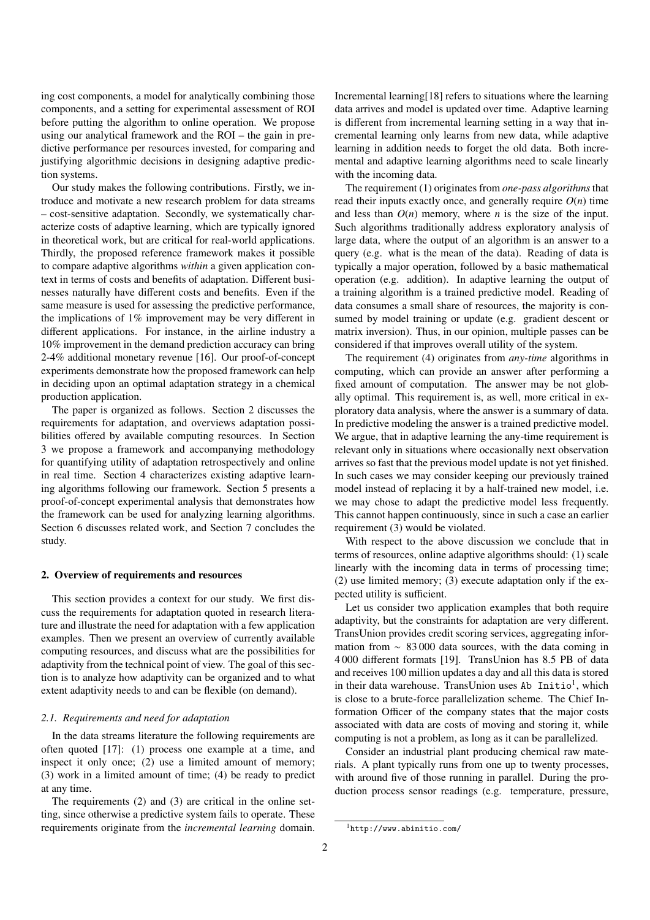ing cost components, a model for analytically combining those components, and a setting for experimental assessment of ROI before putting the algorithm to online operation. We propose using our analytical framework and the ROI – the gain in predictive performance per resources invested, for comparing and justifying algorithmic decisions in designing adaptive prediction systems.

Our study makes the following contributions. Firstly, we introduce and motivate a new research problem for data streams – cost-sensitive adaptation. Secondly, we systematically characterize costs of adaptive learning, which are typically ignored in theoretical work, but are critical for real-world applications. Thirdly, the proposed reference framework makes it possible to compare adaptive algorithms *within* a given application context in terms of costs and benefits of adaptation. Different businesses naturally have different costs and benefits. Even if the same measure is used for assessing the predictive performance, the implications of 1% improvement may be very different in different applications. For instance, in the airline industry a 10% improvement in the demand prediction accuracy can bring 2-4% additional monetary revenue [16]. Our proof-of-concept experiments demonstrate how the proposed framework can help in deciding upon an optimal adaptation strategy in a chemical production application.

The paper is organized as follows. Section 2 discusses the requirements for adaptation, and overviews adaptation possibilities offered by available computing resources. In Section 3 we propose a framework and accompanying methodology for quantifying utility of adaptation retrospectively and online in real time. Section 4 characterizes existing adaptive learning algorithms following our framework. Section 5 presents a proof-of-concept experimental analysis that demonstrates how the framework can be used for analyzing learning algorithms. Section 6 discusses related work, and Section 7 concludes the study.

## 2. Overview of requirements and resources

This section provides a context for our study. We first discuss the requirements for adaptation quoted in research literature and illustrate the need for adaptation with a few application examples. Then we present an overview of currently available computing resources, and discuss what are the possibilities for adaptivity from the technical point of view. The goal of this section is to analyze how adaptivity can be organized and to what extent adaptivity needs to and can be flexible (on demand).

### 2.1. Requirements and need for adaptation

In the data streams literature the following requirements are often quoted [17]: (1) process one example at a time, and inspect it only once; (2) use a limited amount of memory; (3) work in a limited amount of time; (4) be ready to predict at any time.

The requirements (2) and (3) are critical in the online setting, since otherwise a predictive system fails to operate. These requirements originate from the *incremental learning* domain. Incremental learning[18] refers to situations where the learning data arrives and model is updated over time. Adaptive learning is different from incremental learning setting in a way that incremental learning only learns from new data, while adaptive learning in addition needs to forget the old data. Both incremental and adaptive learning algorithms need to scale linearly with the incoming data.

The requirement (1) originates from *one-pass algorithms* that read their inputs exactly once, and generally require $O(n)$ time and less than $O(n)$ memory, where $n$ is the size of the input. Such algorithms traditionally address exploratory analysis of large data, where the output of an algorithm is an answer to a query (e.g. what is the mean of the data). Reading of data is typically a major operation, followed by a basic mathematical operation (e.g. addition). In adaptive learning the output of a training algorithm is a trained predictive model. Reading of data consumes a small share of resources, the majority is consumed by model training or update (e.g. gradient descent or matrix inversion). Thus, in our opinion, multiple passes can be considered if that improves overall utility of the system.

The requirement (4) originates from *any-time* algorithms in computing, which can provide an answer after performing a fixed amount of computation. The answer may be not globally optimal. This requirement is, as well, more critical in exploratory data analysis, where the answer is a summary of data. In predictive modeling the answer is a trained predictive model. We argue, that in adaptive learning the any-time requirement is relevant only in situations where occasionally next observation arrives so fast that the previous model update is not yet finished. In such cases we may consider keeping our previously trained model instead of replacing it by a half-trained new model, i.e. we may chose to adapt the predictive model less frequently. This cannot happen continuously, since in such a case an earlier requirement (3) would be violated.

With respect to the above discussion we conclude that in terms of resources, online adaptive algorithms should: (1) scale linearly with the incoming data in terms of processing time; (2) use limited memory; (3) execute adaptation only if the expected utility is sufficient.

Let us consider two application examples that both require adaptivity, but the constraints for adaptation are very different. TransUnion provides credit scoring services, aggregating information from $\sim$ 83 000 data sources, with the data coming in 4 000 different formats [19]. TransUnion has 8.5 PB of data and receives 100 million updates a day and all this data is stored in their data warehouse. TransUnion uses `Ab Initio`[1], which is close to a brute-force parallelization scheme. The Chief Information Officer of the company states that the major costs associated with data are costs of moving and storing it, while computing is not a problem, as long as it can be parallelized.

Consider an industrial plant producing chemical raw materials. A plant typically runs from one up to twenty processes, with around five of those running in parallel. During the production process sensor readings (e.g. temperature, pressure,

[1] `http://www.abinitio.com/`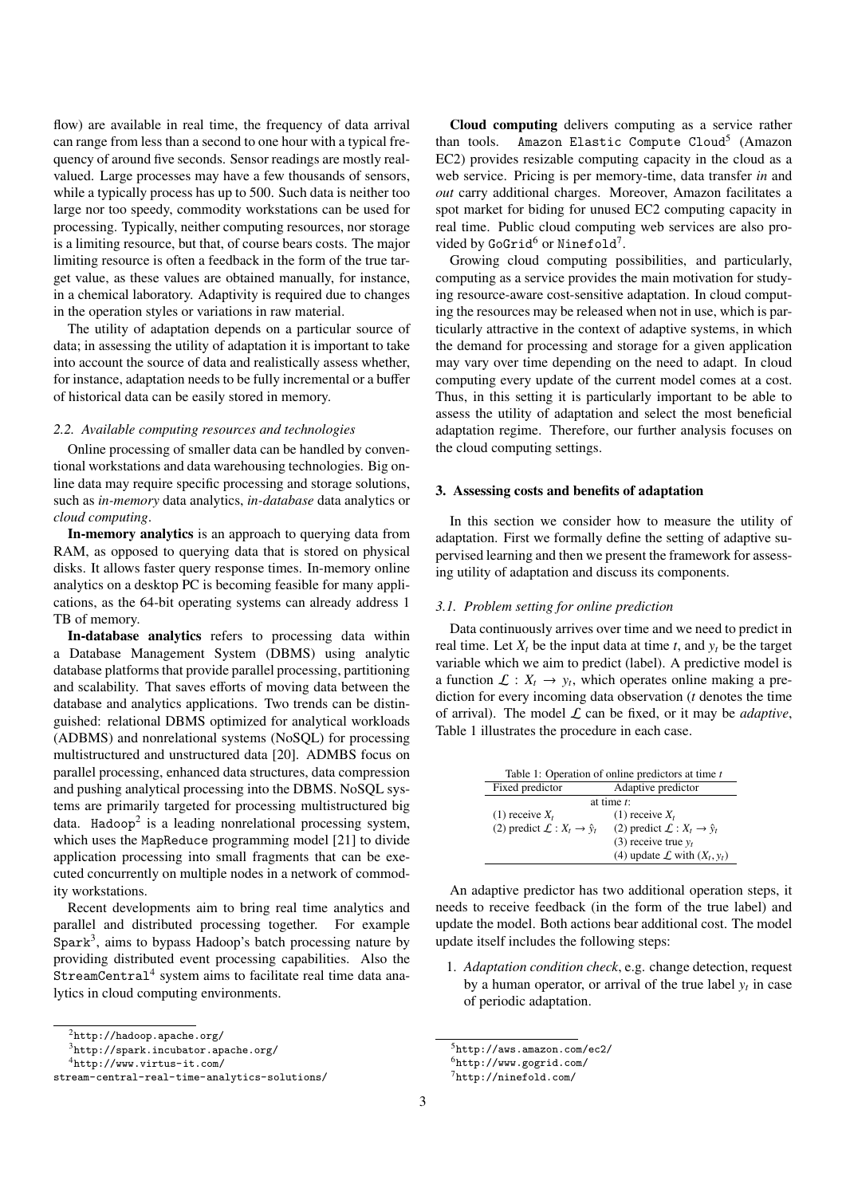flow) are available in real time, the frequency of data arrival can range from less than a second to one hour with a typical frequency of around five seconds. Sensor readings are mostly real-valued. Large processes may have a few thousands of sensors, while a typically process has up to 500. Such data is neither too large nor too speedy, commodity workstations can be used for processing. Typically, neither computing resources, nor storage is a limiting resource, but that, of course bears costs. The major limiting resource is often a feedback in the form of the true target value, as these values are obtained manually, for instance, in a chemical laboratory. Adaptivity is required due to changes in the operation styles or variations in raw material.

The utility of adaptation depends on a particular source of data; in assessing the utility of adaptation it is important to take into account the source of data and realistically assess whether, for instance, adaptation needs to be fully incremental or a buffer of historical data can be easily stored in memory.

### 2.2. Available computing resources and technologies

Online processing of smaller data can be handled by conventional workstations and data warehousing technologies. Big online data may require specific processing and storage solutions, such as *in-memory* data analytics, *in-database* data analytics or *cloud computing*.

**In-memory analytics** is an approach to querying data from RAM, as opposed to querying data that is stored on physical disks. It allows faster query response times. In-memory online analytics on a desktop PC is becoming feasible for many applications, as the 64-bit operating systems can already address 1 TB of memory.

**In-database analytics** refers to processing data within a Database Management System (DBMS) using analytic database platforms that provide parallel processing, partitioning and scalability. That saves efforts of moving data between the database and analytics applications. Two trends can be distinguished: relational DBMS optimized for analytical workloads (ADBMS) and nonrelational systems (NoSQL) for processing multistructured and unstructured data [20]. ADMBS focus on parallel processing, enhanced data structures, data compression and pushing analytical processing into the DBMS. NoSQL systems are primarily targeted for processing multistructured big data. `Hadoop`[2] is a leading nonrelational processing system, which uses the `MapReduce` programming model [21] to divide application processing into small fragments that can be executed concurrently on multiple nodes in a network of commodity workstations.

Recent developments aim to bring real time analytics and parallel and distributed processing together. For example `Spark`[3], aims to bypass Hadoop's batch processing nature by providing distributed event processing capabilities. Also the `StreamCentral`[4] system aims to facilitate real time data analytics in cloud computing environments.

**Cloud computing** delivers computing as a service rather than tools. `Amazon Elastic Compute Cloud`[5] (Amazon EC2) provides resizable computing capacity in the cloud as a web service. Pricing is per memory-time, data transfer *in* and *out* carry additional charges. Moreover, Amazon facilitates a spot market for biding for unused EC2 computing capacity in real time. Public cloud computing web services are also provided by `GoGrid`[6] or `Ninefold`[7].

Growing cloud computing possibilities, and particularly, computing as a service provides the main motivation for studying resource-aware cost-sensitive adaptation. In cloud computing the resources may be released when not in use, which is particularly attractive in the context of adaptive systems, in which the demand for processing and storage for a given application may vary over time depending on the need to adapt. In cloud computing every update of the current model comes at a cost. Thus, in this setting it is particularly important to be able to assess the utility of adaptation and select the most beneficial adaptation regime. Therefore, our further analysis focuses on the cloud computing settings.

## 3. Assessing costs and benefits of adaptation

In this section we consider how to measure the utility of adaptation. First we formally define the setting of adaptive supervised learning and then we present the framework for assessing utility of adaptation and discuss its components.

### 3.1. Problem setting for online prediction

Data continuously arrives over time and we need to predict in real time. Let $X_t$ be the input data at time $t$, and $y_t$ be the target variable which we aim to predict (label). A predictive model is a function $\mathcal{L} : X_t \rightarrow y_t$, which operates online making a prediction for every incoming data observation ($t$ denotes the time of arrival). The model $\mathcal{L}$ can be fixed, or it may be *adaptive*, Table 1 illustrates the procedure in each case.

Table 1: Operation of online predictors at time $t$

| Fixed predictor | Adaptive predictor |
|---|---|
| at time $t$: | |
| (1) receive $X_t$ | (1) receive $X_t$ |
| (2) predict $\mathcal{L} : X_t \rightarrow \hat{y}_t$ | (2) predict $\mathcal{L} : X_t \rightarrow \hat{y}_t$ |
| | (3) receive true $y_t$ |
| | (4) update $\mathcal{L}$ with $(X_t, y_t)$ |

An adaptive predictor has two additional operation steps, it needs to receive feedback (in the form of the true label) and update the model. Both actions bear additional cost. The model update itself includes the following steps:

1. *Adaptation condition check*, e.g. change detection, request by a human operator, or arrival of the true label $y_t$ in case of periodic adaptation.

---

[2] http://hadoop.apache.org/

[3] http://spark.incubator.apache.org/

[4] http://www.virtus-it.com/stream-central-real-time-analytics-solutions/

[5] http://aws.amazon.com/ec2/

[6] http://www.gogrid.com/

[7] http://ninefold.com/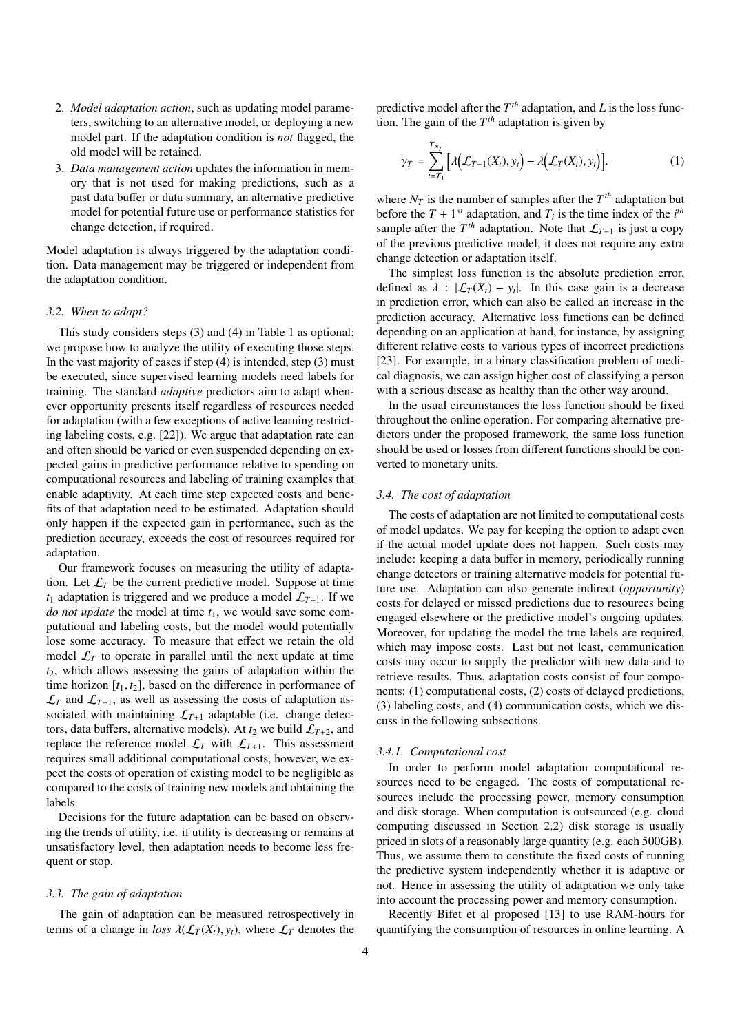2. *Model adaptation action*, such as updating model parameters, switching to an alternative model, or deploying a new model part. If the adaptation condition is *not* flagged, the old model will be retained.
3. *Data management action* updates the information in memory that is not used for making predictions, such as a past data buffer or data summary, an alternative predictive model for potential future use or performance statistics for change detection, if required.

Model adaptation is always triggered by the adaptation condition. Data management may be triggered or independent from the adaptation condition.

### 3.2. When to adapt?

This study considers steps (3) and (4) in Table 1 as optional; we propose how to analyze the utility of executing those steps. In the vast majority of cases if step (4) is intended, step (3) must be executed, since supervised learning models need labels for training. The standard *adaptive* predictors aim to adapt whenever opportunity presents itself regardless of resources needed for adaptation (with a few exceptions of active learning restricting labeling costs, e.g. [22]). We argue that adaptation rate can and often should be varied or even suspended depending on expected gains in predictive performance relative to spending on computational resources and labeling of training examples that enable adaptivity. At each time step expected costs and benefits of that adaptation need to be estimated. Adaptation should only happen if the expected gain in performance, such as the prediction accuracy, exceeds the cost of resources required for adaptation.

Our framework focuses on measuring the utility of adaptation. Let $\mathcal{L}_T$ be the current predictive model. Suppose at time $t_1$ adaptation is triggered and we produce a model $\mathcal{L}_{T+1}$. If we *do not update* the model at time $t_1$, we would save some computational and labeling costs, but the model would potentially lose some accuracy. To measure that effect we retain the old model $\mathcal{L}_T$ to operate in parallel until the next update at time $t_2$, which allows assessing the gains of adaptation within the time horizon $[t_1, t_2]$, based on the difference in performance of $\mathcal{L}_T$ and $\mathcal{L}_{T+1}$, as well as assessing the costs of adaptation associated with maintaining $\mathcal{L}_{T+1}$ adaptable (i.e. change detectors, data buffers, alternative models). At $t_2$ we build $\mathcal{L}_{T+2}$, and replace the reference model $\mathcal{L}_T$ with $\mathcal{L}_{T+1}$. This assessment requires small additional computational costs, however, we expect the costs of operation of existing model to be negligible as compared to the costs of training new models and obtaining the labels.

Decisions for the future adaptation can be based on observing the trends of utility, i.e. if utility is decreasing or remains at unsatisfactory level, then adaptation needs to become less frequent or stop.

### 3.3. The gain of adaptation

The gain of adaptation can be measured retrospectively in terms of a change in *loss* $\lambda(\mathcal{L}_T(X_t), y_t)$, where $\mathcal{L}_T$ denotes the predictive model after the $T^{th}$ adaptation, and $L$ is the loss function. The gain of the $T^{th}$ adaptation is given by

$$\gamma_T = \sum_{t=T_1}^{T_{N_T}} \Big[ \lambda\Big(\mathcal{L}_{T-1}(X_t), y_t\Big) - \lambda\Big(\mathcal{L}_T(X_t), y_t\Big) \Big]. \tag{1}$$

where $N_T$ is the number of samples after the $T^{th}$ adaptation but before the $T+1^{st}$ adaptation, and $T_i$ is the time index of the $i^{th}$ sample after the $T^{th}$ adaptation. Note that $\mathcal{L}_{T-1}$ is just a copy of the previous predictive model, it does not require any extra change detection or adaptation itself.

The simplest loss function is the absolute prediction error, defined as $\lambda : |\mathcal{L}_T(X_t) - y_t|$. In this case gain is a decrease in prediction error, which can also be called an increase in the prediction accuracy. Alternative loss functions can be defined depending on an application at hand, for instance, by assigning different relative costs to various types of incorrect predictions [23]. For example, in a binary classification problem of medical diagnosis, we can assign higher cost of classifying a person with a serious disease as healthy than the other way around.

In the usual circumstances the loss function should be fixed throughout the online operation. For comparing alternative predictors under the proposed framework, the same loss function should be used or losses from different functions should be converted to monetary units.

### 3.4. The cost of adaptation

The costs of adaptation are not limited to computational costs of model updates. We pay for keeping the option to adapt even if the actual model update does not happen. Such costs may include: keeping a data buffer in memory, periodically running change detectors or training alternative models for potential future use. Adaptation can also generate indirect (*opportunity*) costs for delayed or missed predictions due to resources being engaged elsewhere or the predictive model's ongoing updates. Moreover, for updating the model the true labels are required, which may impose costs. Last but not least, communication costs may occur to supply the predictor with new data and to retrieve results. Thus, adaptation costs consist of four components: (1) computational costs, (2) costs of delayed predictions, (3) labeling costs, and (4) communication costs, which we discuss in the following subsections.

#### 3.4.1. Computational cost

In order to perform model adaptation computational resources need to be engaged. The costs of computational resources include the processing power, memory consumption and disk storage. When computation is outsourced (e.g. cloud computing discussed in Section 2.2) disk storage is usually priced in slots of a reasonably large quantity (e.g. each 500GB). Thus, we assume them to constitute the fixed costs of running the predictive system independently whether it is adaptive or not. Hence in assessing the utility of adaptation we only take into account the processing power and memory consumption.

Recently Bifet et al proposed [13] to use RAM-hours for quantifying the consumption of resources in online learning. A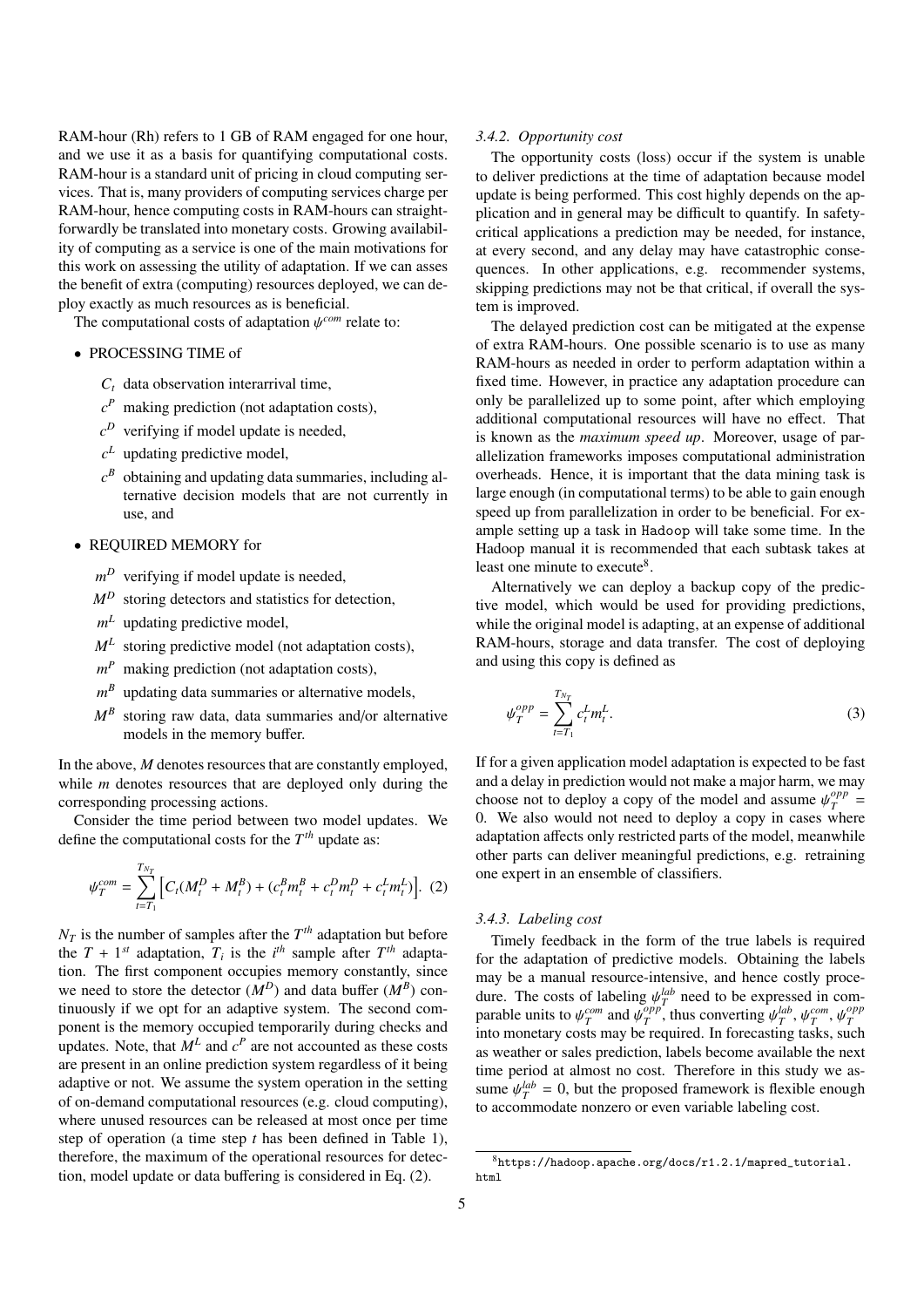RAM-hour (Rh) refers to 1 GB of RAM engaged for one hour, and we use it as a basis for quantifying computational costs. RAM-hour is a standard unit of pricing in cloud computing services. That is, many providers of computing services charge per RAM-hour, hence computing costs in RAM-hours can straightforwardly be translated into monetary costs. Growing availability of computing as a service is one of the main motivations for this work on assessing the utility of adaptation. If we can asses the benefit of extra (computing) resources deployed, we can deploy exactly as much resources as is beneficial.

The computational costs of adaptation $\psi^{com}$ relate to:

- PROCESSING TIME of
  - $C_t$ data observation interarrival time,
  - $c^P$ making prediction (not adaptation costs),
  - $c^D$ verifying if model update is needed,
  - $c^L$ updating predictive model,
  - $c^B$ obtaining and updating data summaries, including alternative decision models that are not currently in use, and
- REQUIRED MEMORY for
  - $m^D$ verifying if model update is needed,
  - $M^D$ storing detectors and statistics for detection,
  - $m^L$ updating predictive model,
  - $M^L$ storing predictive model (not adaptation costs),
  - $m^P$ making prediction (not adaptation costs),
  - $m^B$ updating data summaries or alternative models,
  - $M^B$ storing raw data, data summaries and/or alternative models in the memory buffer.

In the above, $M$ denotes resources that are constantly employed, while $m$ denotes resources that are deployed only during the corresponding processing actions.

Consider the time period between two model updates. We define the computational costs for the $T^{th}$ update as:

$$\psi_T^{com} = \sum_{t=T_1}^{T_{N_T}} \left[ C_t(M_t^D + M_t^B) + (c_t^B m_t^B + c_t^D m_t^D + c_t^L m_t^L) \right]. \quad (2)$$

$N_T$ is the number of samples after the $T^{th}$ adaptation but before the $T+1^{st}$ adaptation, $T_i$ is the $i^{th}$ sample after $T^{th}$ adaptation. The first component occupies memory constantly, since we need to store the detector ($M^D$) and data buffer ($M^B$) continuously if we opt for an adaptive system. The second component is the memory occupied temporarily during checks and updates. Note, that $M^L$ and $c^P$ are not accounted as these costs are present in an online prediction system regardless of it being adaptive or not. We assume the system operation in the setting of on-demand computational resources (e.g. cloud computing), where unused resources can be released at most once per time step of operation (a time step $t$ has been defined in Table 1), therefore, the maximum of the operational resources for detection, model update or data buffering is considered in Eq. (2).

#### 3.4.2. Opportunity cost

The opportunity costs (loss) occur if the system is unable to deliver predictions at the time of adaptation because model update is being performed. This cost highly depends on the application and in general may be difficult to quantify. In safety-critical applications a prediction may be needed, for instance, at every second, and any delay may have catastrophic consequences. In other applications, e.g. recommender systems, skipping predictions may not be that critical, if overall the system is improved.

The delayed prediction cost can be mitigated at the expense of extra RAM-hours. One possible scenario is to use as many RAM-hours as needed in order to perform adaptation within a fixed time. However, in practice any adaptation procedure can only be parallelized up to some point, after which employing additional computational resources will have no effect. That is known as the *maximum speed up*. Moreover, usage of parallelization frameworks imposes computational administration overheads. Hence, it is important that the data mining task is large enough (in computational terms) to be able to gain enough speed up from parallelization in order to be beneficial. For example setting up a task in Hadoop will take some time. In the Hadoop manual it is recommended that each subtask takes at least one minute to execute[8].

Alternatively we can deploy a backup copy of the predictive model, which would be used for providing predictions, while the original model is adapting, at an expense of additional RAM-hours, storage and data transfer. The cost of deploying and using this copy is defined as

$$\psi_T^{opp} = \sum_{t=T_1}^{T_{N_T}} c_t^L m_t^L. \quad (3)$$

If for a given application model adaptation is expected to be fast and a delay in prediction would not make a major harm, we may choose not to deploy a copy of the model and assume $\psi_T^{opp} = 0$. We also would not need to deploy a copy in cases where adaptation affects only restricted parts of the model, meanwhile other parts can deliver meaningful predictions, e.g. retraining one expert in an ensemble of classifiers.

#### 3.4.3. Labeling cost

Timely feedback in the form of the true labels is required for the adaptation of predictive models. Obtaining the labels may be a manual resource-intensive, and hence costly procedure. The costs of labeling $\psi_T^{lab}$ need to be expressed in comparable units to $\psi_T^{com}$ and $\psi_T^{opp}$, thus converting $\psi_T^{lab}$, $\psi_T^{com}$, $\psi_T^{opp}$ into monetary costs may be required. In forecasting tasks, such as weather or sales prediction, labels become available the next time period at almost no cost. Therefore in this study we assume $\psi_T^{lab} = 0$, but the proposed framework is flexible enough to accommodate nonzero or even variable labeling cost.

[8] https://hadoop.apache.org/docs/r1.2.1/mapred_tutorial.html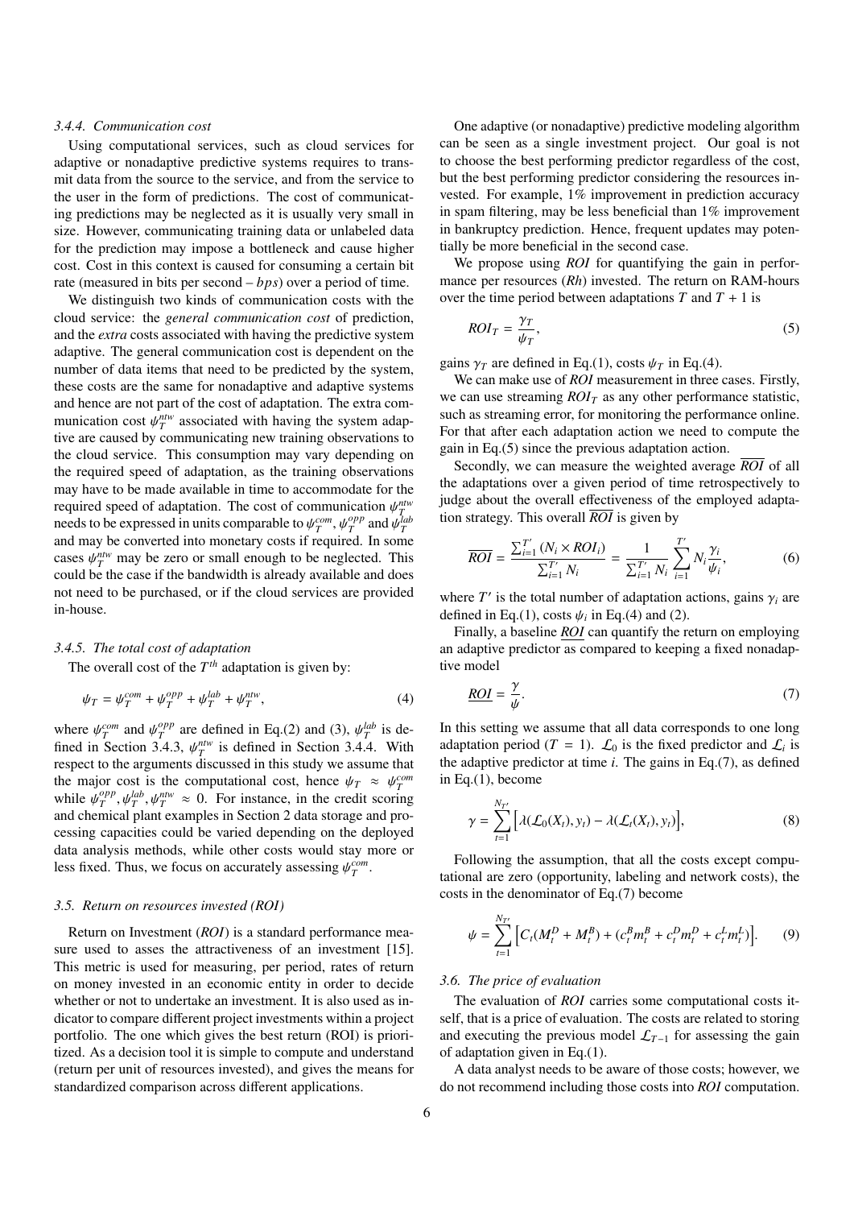#### 3.4.4. Communication cost

Using computational services, such as cloud services for adaptive or nonadaptive predictive systems requires to transmit data from the source to the service, and from the service to the user in the form of predictions. The cost of communicating predictions may be neglected as it is usually very small in size. However, communicating training data or unlabeled data for the prediction may impose a bottleneck and cause higher cost. Cost in this context is caused for consuming a certain bit rate (measured in bits per second – $bps$) over a period of time.

We distinguish two kinds of communication costs with the cloud service: the *general communication cost* of prediction, and the *extra* costs associated with having the predictive system adaptive. The general communication cost is dependent on the number of data items that need to be predicted by the system, these costs are the same for nonadaptive and adaptive systems and hence are not part of the cost of adaptation. The extra communication cost $\psi_T^{ntw}$ associated with having the system adaptive are caused by communicating new training observations to the cloud service. This consumption may vary depending on the required speed of adaptation, as the training observations may have to be made available in time to accommodate for the required speed of adaptation. The cost of communication $\psi_T^{ntw}$ needs to be expressed in units comparable to $\psi_T^{com}$, $\psi_T^{opp}$ and $\psi_T^{lab}$ and may be converted into monetary costs if required. In some cases $\psi_T^{ntw}$ may be zero or small enough to be neglected. This could be the case if the bandwidth is already available and does not need to be purchased, or if the cloud services are provided in-house.

#### 3.4.5. The total cost of adaptation

The overall cost of the $T^{th}$ adaptation is given by:

$$\psi_T = \psi_T^{com} + \psi_T^{opp} + \psi_T^{lab} + \psi_T^{ntw}, \tag{4}$$

where $\psi_T^{com}$ and $\psi_T^{opp}$ are defined in Eq.(2) and (3), $\psi_T^{lab}$ is defined in Section 3.4.3, $\psi_T^{ntw}$ is defined in Section 3.4.4. With respect to the arguments discussed in this study we assume that the major cost is the computational cost, hence $\psi_T \approx \psi_T^{com}$ while $\psi_T^{opp}, \psi_T^{lab}, \psi_T^{ntw} \approx 0$. For instance, in the credit scoring and chemical plant examples in Section 2 data storage and processing capacities could be varied depending on the deployed data analysis methods, while other costs would stay more or less fixed. Thus, we focus on accurately assessing $\psi_T^{com}$.

### 3.5. Return on resources invested (ROI)

Return on Investment (*ROI*) is a standard performance measure used to asses the attractiveness of an investment [15]. This metric is used for measuring, per period, rates of return on money invested in an economic entity in order to decide whether or not to undertake an investment. It is also used as indicator to compare different project investments within a project portfolio. The one which gives the best return (ROI) is prioritized. As a decision tool it is simple to compute and understand (return per unit of resources invested), and gives the means for standardized comparison across different applications.

One adaptive (or nonadaptive) predictive modeling algorithm can be seen as a single investment project. Our goal is not to choose the best performing predictor regardless of the cost, but the best performing predictor considering the resources invested. For example, 1% improvement in prediction accuracy in spam filtering, may be less beneficial than 1% improvement in bankruptcy prediction. Hence, frequent updates may potentially be more beneficial in the second case.

We propose using *ROI* for quantifying the gain in performance per resources (*Rh*) invested. The return on RAM-hours over the time period between adaptations $T$ and $T+1$ is

$$ROI_T = \frac{\gamma_T}{\psi_T}, \tag{5}$$

gains $\gamma_T$ are defined in Eq.(1), costs $\psi_T$ in Eq.(4).

We can make use of *ROI* measurement in three cases. Firstly, we can use streaming $ROI_T$ as any other performance statistic, such as streaming error, for monitoring the performance online. For that after each adaptation action we need to compute the gain in Eq.(5) since the previous adaptation action.

Secondly, we can measure the weighted average $\overline{ROI}$ of all the adaptations over a given period of time retrospectively to judge about the overall effectiveness of the employed adaptation strategy. This overall $\overline{ROI}$ is given by

$$\overline{ROI} = \frac{\sum_{i=1}^{T'} (N_i \times ROI_i)}{\sum_{i=1}^{T'} N_i} = \frac{1}{\sum_{i=1}^{T'} N_i} \sum_{i=1}^{T'} N_i \frac{\gamma_i}{\psi_i}, \tag{6}$$

where $T'$ is the total number of adaptation actions, gains $\gamma_i$ are defined in Eq.(1), costs $\psi_i$ in Eq.(4) and (2).

Finally, a baseline $\underline{ROI}$ can quantify the return on employing an adaptive predictor as compared to keeping a fixed nonadaptive model

$$\underline{ROI} = \frac{\gamma}{\psi}. \tag{7}$$

In this setting we assume that all data corresponds to one long adaptation period ($T = 1$). $\mathcal{L}_0$ is the fixed predictor and $\mathcal{L}_i$ is the adaptive predictor at time $i$. The gains in Eq.(7), as defined in Eq.(1), become

$$\gamma = \sum_{t=1}^{N_{T'}} \Big[ \lambda(\mathcal{L}_0(X_t), y_t) - \lambda(\mathcal{L}_t(X_t), y_t) \Big], \tag{8}$$

Following the assumption, that all the costs except computational are zero (opportunity, labeling and network costs), the costs in the denominator of Eq.(7) become

$$\psi = \sum_{t=1}^{N_{T'}} \Big[ C_t(M_t^D + M_t^B) + (c_t^B m_t^B + c_t^D m_t^D + c_t^L m_t^L) \Big]. \tag{9}$$

### 3.6. The price of evaluation

The evaluation of *ROI* carries some computational costs itself, that is a price of evaluation. The costs are related to storing and executing the previous model $\mathcal{L}_{T-1}$ for assessing the gain of adaptation given in Eq.(1).

A data analyst needs to be aware of those costs; however, we do not recommend including those costs into *ROI* computation.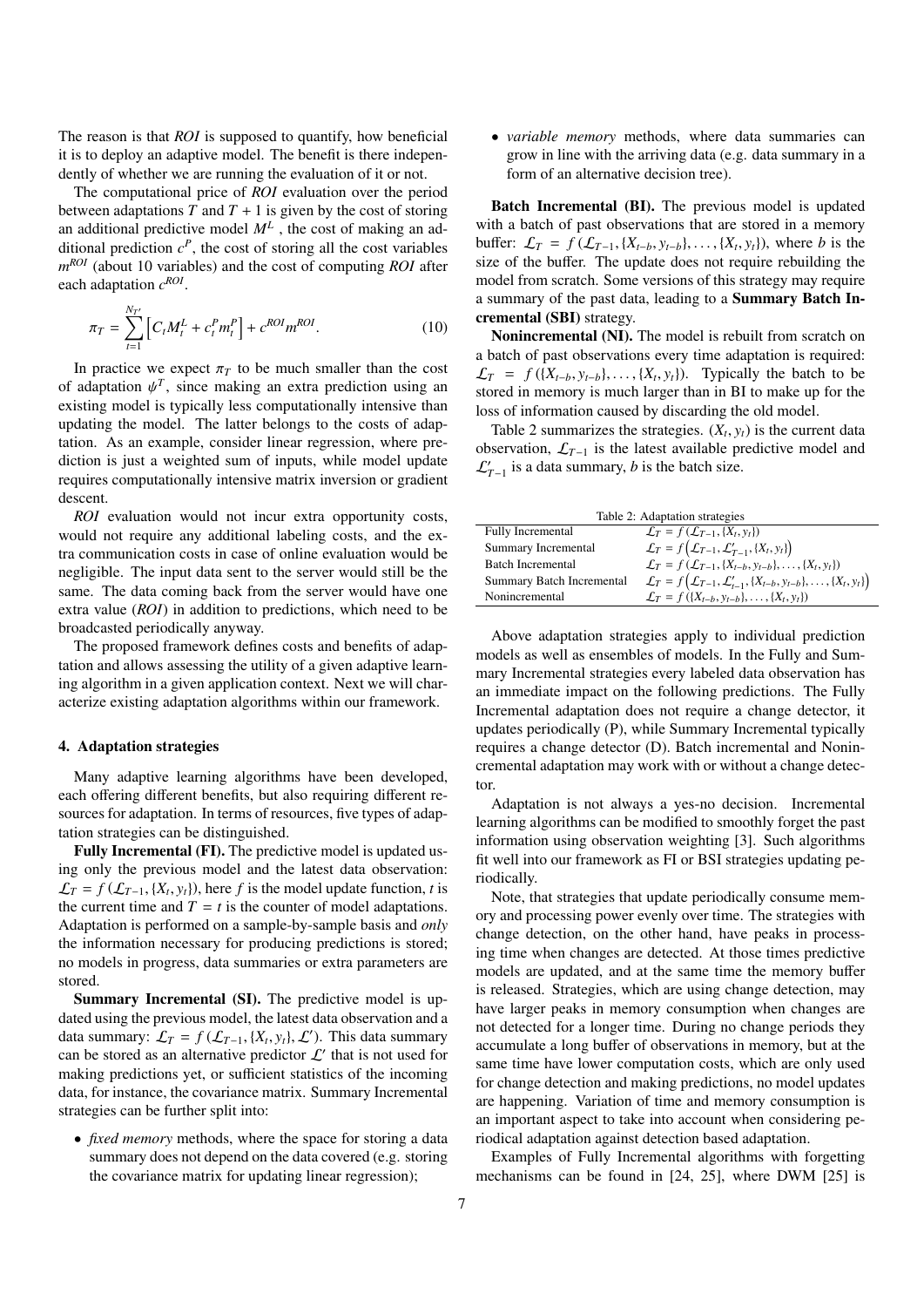The reason is that *ROI* is supposed to quantify, how beneficial it is to deploy an adaptive model. The benefit is there independently of whether we are running the evaluation of it or not.

The computational price of *ROI* evaluation over the period between adaptations $T$ and $T+1$ is given by the cost of storing an additional predictive model $M^L$ , the cost of making an additional prediction $c^P$, the cost of storing all the cost variables $m^{ROI}$ (about 10 variables) and the cost of computing *ROI* after each adaptation $c^{ROI}$.

$$\pi_T = \sum_{t=1}^{N_{T'}} \left[ C_t M_t^L + c_t^P m_t^P \right] + c^{ROI} m^{ROI}. \tag{10}$$

In practice we expect $\pi_T$ to be much smaller than the cost of adaptation $\psi^T$, since making an extra prediction using an existing model is typically less computationally intensive than updating the model. The latter belongs to the costs of adaptation. As an example, consider linear regression, where prediction is just a weighted sum of inputs, while model update requires computationally intensive matrix inversion or gradient descent.

*ROI* evaluation would not incur extra opportunity costs, would not require any additional labeling costs, and the extra communication costs in case of online evaluation would be negligible. The input data sent to the server would still be the same. The data coming back from the server would have one extra value (*ROI*) in addition to predictions, which need to be broadcasted periodically anyway.

The proposed framework defines costs and benefits of adaptation and allows assessing the utility of a given adaptive learning algorithm in a given application context. Next we will characterize existing adaptation algorithms within our framework.

## 4. Adaptation strategies

Many adaptive learning algorithms have been developed, each offering different benefits, but also requiring different resources for adaptation. In terms of resources, five types of adaptation strategies can be distinguished.

**Fully Incremental (FI).** The predictive model is updated using only the previous model and the latest data observation: $\mathcal{L}_T = f(\mathcal{L}_{T-1}, \{X_t, y_t\})$, here $f$ is the model update function, $t$ is the current time and $T = t$ is the counter of model adaptations. Adaptation is performed on a sample-by-sample basis and *only* the information necessary for producing predictions is stored; no models in progress, data summaries or extra parameters are stored.

**Summary Incremental (SI).** The predictive model is updated using the previous model, the latest data observation and a data summary: $\mathcal{L}_T = f(\mathcal{L}_{T-1}, \{X_t, y_t\}, \mathcal{L}')$. This data summary can be stored as an alternative predictor $\mathcal{L}'$ that is not used for making predictions yet, or sufficient statistics of the incoming data, for instance, the covariance matrix. Summary Incremental strategies can be further split into:

- *fixed memory* methods, where the space for storing a data summary does not depend on the data covered (e.g. storing the covariance matrix for updating linear regression);
- *variable memory* methods, where data summaries can grow in line with the arriving data (e.g. data summary in a form of an alternative decision tree).

**Batch Incremental (BI).** The previous model is updated with a batch of past observations that are stored in a memory buffer: $\mathcal{L}_T = f(\mathcal{L}_{T-1}, \{X_{t-b}, y_{t-b}\}, \ldots, \{X_t, y_t\})$, where $b$ is the size of the buffer. The update does not require rebuilding the model from scratch. Some versions of this strategy may require a summary of the past data, leading to a **Summary Batch Incremental (SBI)** strategy.

**Nonincremental (NI).** The model is rebuilt from scratch on a batch of past observations every time adaptation is required: $\mathcal{L}_T = f(\{X_{t-b}, y_{t-b}\}, \ldots, \{X_t, y_t\})$. Typically the batch to be stored in memory is much larger than in BI to make up for the loss of information caused by discarding the old model.

Table 2 summarizes the strategies. $(X_t, y_t)$ is the current data observation, $\mathcal{L}_{T-1}$ is the latest available predictive model and $\mathcal{L}'_{T-1}$ is a data summary, $b$ is the batch size.

Table 2: Adaptation strategies

| Strategy | Update |
|---|---|
| Fully Incremental | $\mathcal{L}_T = f(\mathcal{L}_{T-1}, \{X_t, y_t\})$ |
| Summary Incremental | $\mathcal{L}_T = f\left(\mathcal{L}_{T-1}, \mathcal{L}'_{T-1}, \{X_t, y_t\}\right)$ |
| Batch Incremental | $\mathcal{L}_T = f(\mathcal{L}_{T-1}, \{X_{t-b}, y_{t-b}\}, \ldots, \{X_t, y_t\})$ |
| Summary Batch Incremental | $\mathcal{L}_T = f\left(\mathcal{L}_{T-1}, \mathcal{L}'_{t-1}, \{X_{t-b}, y_{t-b}\}, \ldots, \{X_t, y_t\}\right)$ |
| Nonincremental | $\mathcal{L}_T = f(\{X_{t-b}, y_{t-b}\}, \ldots, \{X_t, y_t\})$ |

Above adaptation strategies apply to individual prediction models as well as ensembles of models. In the Fully and Summary Incremental strategies every labeled data observation has an immediate impact on the following predictions. The Fully Incremental adaptation does not require a change detector, it updates periodically (P), while Summary Incremental typically requires a change detector (D). Batch incremental and Nonincremental adaptation may work with or without a change detector.

Adaptation is not always a yes-no decision. Incremental learning algorithms can be modified to smoothly forget the past information using observation weighting [3]. Such algorithms fit well into our framework as FI or BSI strategies updating periodically.

Note, that strategies that update periodically consume memory and processing power evenly over time. The strategies with change detection, on the other hand, have peaks in processing time when changes are detected. At those times predictive models are updated, and at the same time the memory buffer is released. Strategies, which are using change detection, may have larger peaks in memory consumption when changes are not detected for a longer time. During no change periods they accumulate a long buffer of observations in memory, but at the same time have lower computation costs, which are only used for change detection and making predictions, no model updates are happening. Variation of time and memory consumption is an important aspect to take into account when considering periodical adaptation against detection based adaptation.

Examples of Fully Incremental algorithms with forgetting mechanisms can be found in [24, 25], where DWM [25] is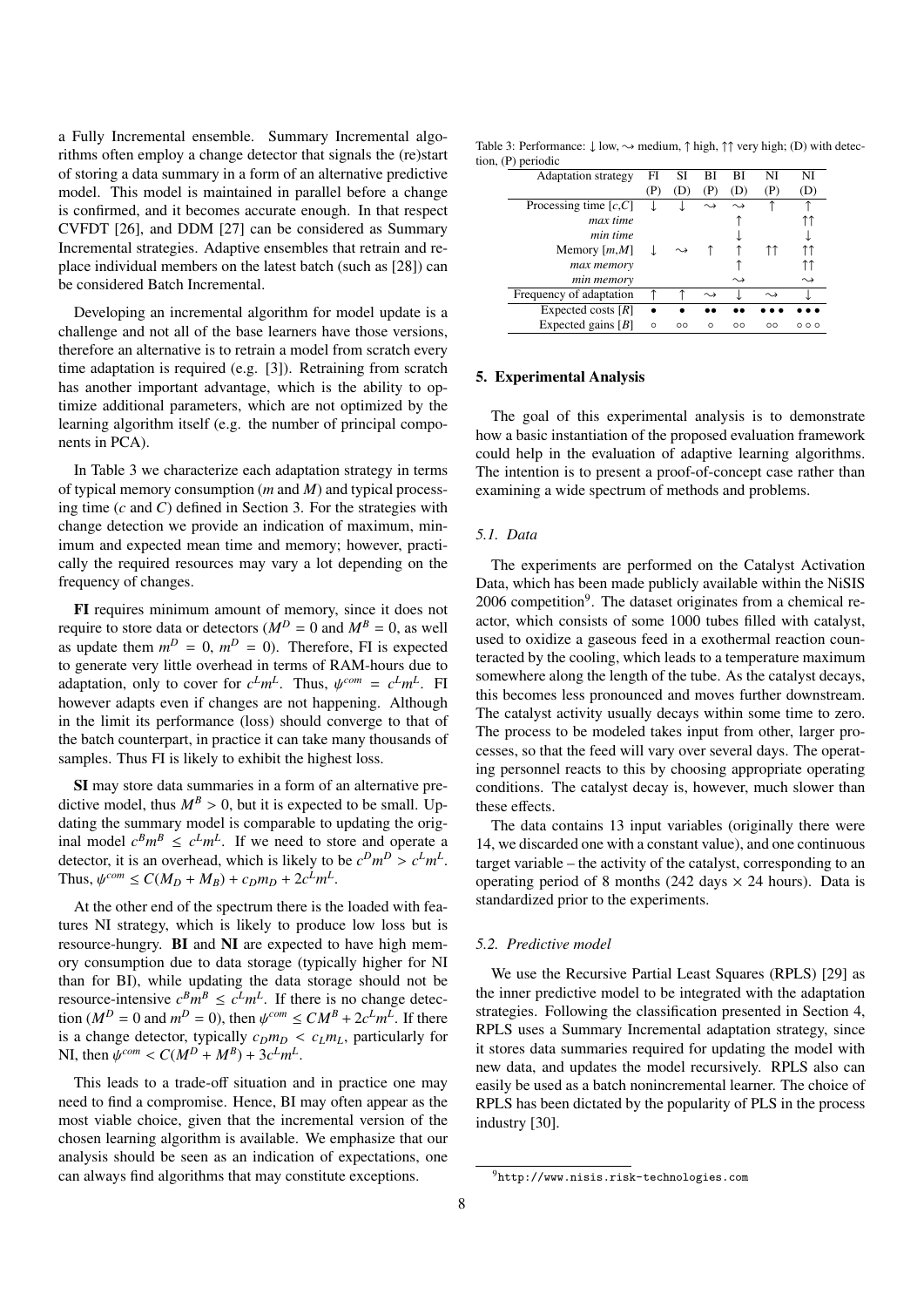a Fully Incremental ensemble. Summary Incremental algorithms often employ a change detector that signals the (re)start of storing a data summary in a form of an alternative predictive model. This model is maintained in parallel before a change is confirmed, and it becomes accurate enough. In that respect CVFDT [26], and DDM [27] can be considered as Summary Incremental strategies. Adaptive ensembles that retrain and replace individual members on the latest batch (such as [28]) can be considered Batch Incremental.

Developing an incremental algorithm for model update is a challenge and not all of the base learners have those versions, therefore an alternative is to retrain a model from scratch every time adaptation is required (e.g. [3]). Retraining from scratch has another important advantage, which is the ability to optimize additional parameters, which are not optimized by the learning algorithm itself (e.g. the number of principal components in PCA).

In Table 3 we characterize each adaptation strategy in terms of typical memory consumption ($m$ and $M$) and typical processing time ($c$ and $C$) defined in Section 3. For the strategies with change detection we provide an indication of maximum, minimum and expected mean time and memory; however, practically the required resources may vary a lot depending on the frequency of changes.

**FI** requires minimum amount of memory, since it does not require to store data or detectors ($M^D = 0$ and $M^B = 0$, as well as update them $m^D = 0$, $m^D = 0$). Therefore, FI is expected to generate very little overhead in terms of RAM-hours due to adaptation, only to cover for $c^L m^L$. Thus, $\psi^{com} = c^L m^L$. FI however adapts even if changes are not happening. Although in the limit its performance (loss) should converge to that of the batch counterpart, in practice it can take many thousands of samples. Thus FI is likely to exhibit the highest loss.

**SI** may store data summaries in a form of an alternative predictive model, thus $M^B > 0$, but it is expected to be small. Updating the summary model is comparable to updating the original model $c^B m^B \leq c^L m^L$. If we need to store and operate a detector, it is an overhead, which is likely to be $c^D m^D > c^L m^L$. Thus, $\psi^{com} \leq C(M_D + M_B) + c_D m_D + 2c^L m^L$.

At the other end of the spectrum there is the loaded with features NI strategy, which is likely to produce low loss but is resource-hungry. **BI** and **NI** are expected to have high memory consumption due to data storage (typically higher for NI than for BI), while updating the data storage should not be resource-intensive $c^B m^B \leq c^L m^L$. If there is no change detection ($M^D = 0$ and $m^D = 0$), then $\psi^{com} \leq CM^B + 2c^L m^L$. If there is a change detector, typically $c_D m_D < c_L m_L$, particularly for NI, then $\psi^{com} < C(M^D + M^B) + 3c^L m^L$.

This leads to a trade-off situation and in practice one may need to find a compromise. Hence, BI may often appear as the most viable choice, given that the incremental version of the chosen learning algorithm is available. We emphasize that our analysis should be seen as an indication of expectations, one can always find algorithms that may constitute exceptions.

Table 3: Performance: ↓ low, ⇝ medium, ↑ high, ↑↑ very high; (D) with detection, (P) periodic

| Adaptation strategy | FI (P) | SI (D) | BI (P) | BI (D) | NI (P) | NI (D) |
|---|---|---|---|---|---|---|
| Processing time [$c$,$C$] | ↓ | ↓ | ⇝ | ⇝ | ↑ | ↑ |
| *max time* | | | | ↑ | | ↑↑ |
| *min time* | | | | ↓ | | ↓ |
| Memory [$m$,$M$] | ↓ | ⇝ | ↑ | ↑ | ↑↑ | ↑↑ |
| *max memory* | | | | ↑ | | ↑↑ |
| *min memory* | | | | ⇝ | | ⇝ |
| Frequency of adaptation | ↑ | ↑ | ⇝ | ↓ | ⇝ | ↓ |
| Expected costs [$R$] | • | • | •• | •• | ••• | ••• |
| Expected gains [$B$] | ◦ | ◦◦ | ◦ | ◦◦ | ◦◦ | ◦◦◦ |

## 5. Experimental Analysis

The goal of this experimental analysis is to demonstrate how a basic instantiation of the proposed evaluation framework could help in the evaluation of adaptive learning algorithms. The intention is to present a proof-of-concept case rather than examining a wide spectrum of methods and problems.

### 5.1. Data

The experiments are performed on the Catalyst Activation Data, which has been made publicly available within the NiSIS 2006 competition[9]. The dataset originates from a chemical reactor, which consists of some 1000 tubes filled with catalyst, used to oxidize a gaseous feed in a exothermal reaction counteracted by the cooling, which leads to a temperature maximum somewhere along the length of the tube. As the catalyst decays, this becomes less pronounced and moves further downstream. The catalyst activity usually decays within some time to zero. The process to be modeled takes input from other, larger processes, so that the feed will vary over several days. The operating personnel reacts to this by choosing appropriate operating conditions. The catalyst decay is, however, much slower than these effects.

The data contains 13 input variables (originally there were 14, we discarded one with a constant value), and one continuous target variable – the activity of the catalyst, corresponding to an operating period of 8 months (242 days × 24 hours). Data is standardized prior to the experiments.

### 5.2. Predictive model

We use the Recursive Partial Least Squares (RPLS) [29] as the inner predictive model to be integrated with the adaptation strategies. Following the classification presented in Section 4, RPLS uses a Summary Incremental adaptation strategy, since it stores data summaries required for updating the model with new data, and updates the model recursively. RPLS also can easily be used as a batch nonincremental learner. The choice of RPLS has been dictated by the popularity of PLS in the process industry [30].

[9] http://www.nisis.risk-technologies.com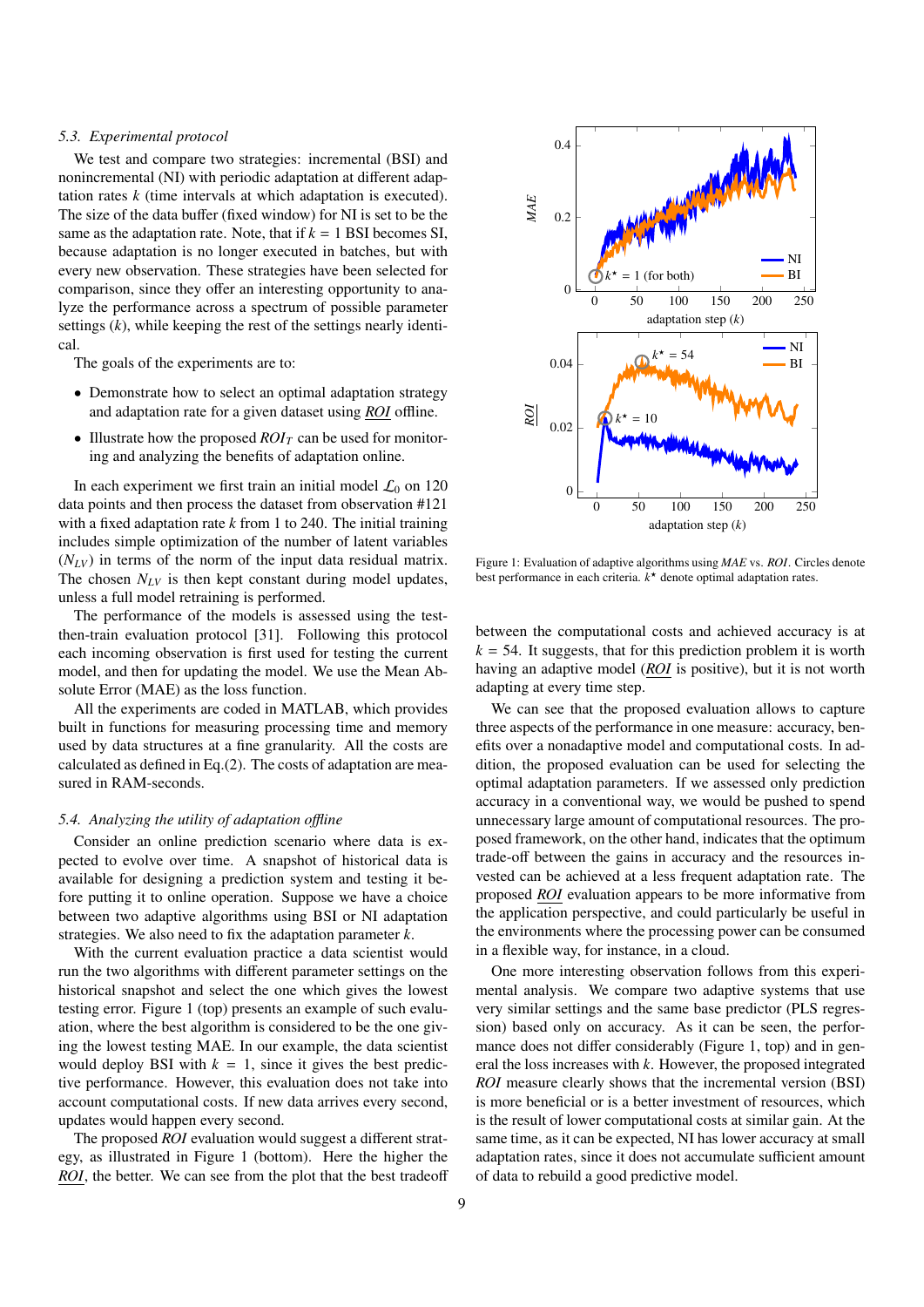### 5.3. Experimental protocol

We test and compare two strategies: incremental (BSI) and nonincremental (NI) with periodic adaptation at different adaptation rates $k$ (time intervals at which adaptation is executed). The size of the data buffer (fixed window) for NI is set to be the same as the adaptation rate. Note, that if $k = 1$ BSI becomes SI, because adaptation is no longer executed in batches, but with every new observation. These strategies have been selected for comparison, since they offer an interesting opportunity to analyze the performance across a spectrum of possible parameter settings ($k$), while keeping the rest of the settings nearly identical.

The goals of the experiments are to:

- Demonstrate how to select an optimal adaptation strategy and adaptation rate for a given dataset using $\underline{ROI}$ offline.
- Illustrate how the proposed $ROI_T$ can be used for monitoring and analyzing the benefits of adaptation online.

In each experiment we first train an initial model $\mathcal{L}_0$ on 120 data points and then process the dataset from observation #121 with a fixed adaptation rate $k$ from 1 to 240. The initial training includes simple optimization of the number of latent variables ($N_{LV}$) in terms of the norm of the input data residual matrix. The chosen $N_{LV}$ is then kept constant during model updates, unless a full model retraining is performed.

The performance of the models is assessed using the test-then-train evaluation protocol [31]. Following this protocol each incoming observation is first used for testing the current model, and then for updating the model. We use the Mean Absolute Error (MAE) as the loss function.

All the experiments are coded in MATLAB, which provides built in functions for measuring processing time and memory used by data structures at a fine granularity. All the costs are calculated as defined in Eq.(2). The costs of adaptation are measured in RAM-seconds.

### 5.4. Analyzing the utility of adaptation offline

Consider an online prediction scenario where data is expected to evolve over time. A snapshot of historical data is available for designing a prediction system and testing it before putting it to online operation. Suppose we have a choice between two adaptive algorithms using BSI or NI adaptation strategies. We also need to fix the adaptation parameter $k$.

With the current evaluation practice a data scientist would run the two algorithms with different parameter settings on the historical snapshot and select the one which gives the lowest testing error. Figure 1 (top) presents an example of such evaluation, where the best algorithm is considered to be the one giving the lowest testing MAE. In our example, the data scientist would deploy BSI with $k = 1$, since it gives the best predictive performance. However, this evaluation does not take into account computational costs. If new data arrives every second, updates would happen every second.

The proposed *ROI* evaluation would suggest a different strategy, as illustrated in Figure 1 (bottom). Here the higher the $\underline{ROI}$, the better. We can see from the plot that the best tradeoff between the computational costs and achieved accuracy is at $k = 54$. It suggests, that for this prediction problem it is worth having an adaptive model ($\underline{ROI}$ is positive), but it is not worth adapting at every time step.

Figure 1: Evaluation of adaptive algorithms using *MAE* vs. *ROI*. Circles denote best performance in each criteria. $k^\star$ denote optimal adaptation rates.

We can see that the proposed evaluation allows to capture three aspects of the performance in one measure: accuracy, benefits over a nonadaptive model and computational costs. In addition, the proposed evaluation can be used for selecting the optimal adaptation parameters. If we assessed only prediction accuracy in a conventional way, we would be pushed to spend unnecessary large amount of computational resources. The proposed framework, on the other hand, indicates that the optimum trade-off between the gains in accuracy and the resources invested can be achieved at a less frequent adaptation rate. The proposed $\underline{ROI}$ evaluation appears to be more informative from the application perspective, and could particularly be useful in the environments where the processing power can be consumed in a flexible way, for instance, in a cloud.

One more interesting observation follows from this experimental analysis. We compare two adaptive systems that use very similar settings and the same base predictor (PLS regression) based only on accuracy. As it can be seen, the performance does not differ considerably (Figure 1, top) and in general the loss increases with $k$. However, the proposed integrated *ROI* measure clearly shows that the incremental version (BSI) is more beneficial or is a better investment of resources, which is the result of lower computational costs at similar gain. At the same time, as it can be expected, NI has lower accuracy at small adaptation rates, since it does not accumulate sufficient amount of data to rebuild a good predictive model.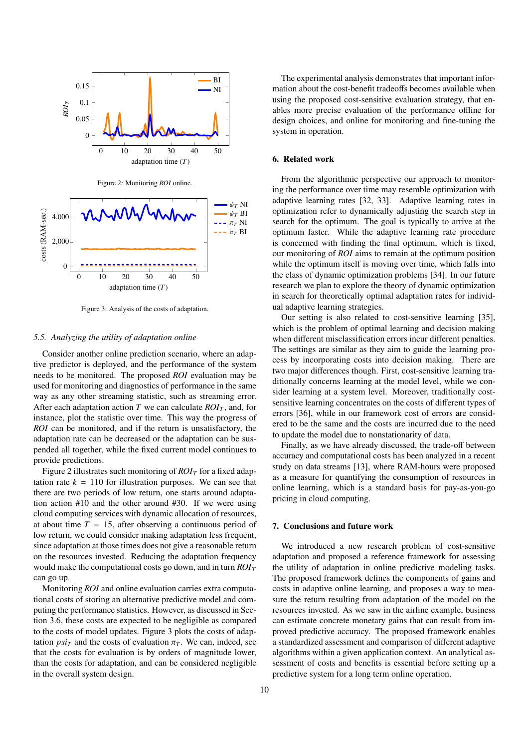Figure 2: Monitoring *ROI* online.

Figure 3: Analysis of the costs of adaptation.

### 5.5. Analyzing the utility of adaptation online

Consider another online prediction scenario, where an adaptive predictor is deployed, and the performance of the system needs to be monitored. The proposed *ROI* evaluation may be used for monitoring and diagnostics of performance in the same way as any other streaming statistic, such as streaming error. After each adaptation action $T$ we can calculate $ROI_T$, and, for instance, plot the statistic over time. This way the progress of *ROI* can be monitored, and if the return is unsatisfactory, the adaptation rate can be decreased or the adaptation can be suspended all together, while the fixed current model continues to provide predictions.

Figure 2 illustrates such monitoring of $ROI_T$ for a fixed adaptation rate $k = 110$ for illustration purposes. We can see that there are two periods of low return, one starts around adaptation action #10 and the other around #30. If we were using cloud computing services with dynamic allocation of resources, at about time $T = 15$, after observing a continuous period of low return, we could consider making adaptation less frequent, since adaptation at those times does not give a reasonable return on the resources invested. Reducing the adaptation frequency would make the computational costs go down, and in turn $ROI_T$ can go up.

Monitoring *ROI* and online evaluation carries extra computational costs of storing an alternative predictive model and computing the performance statistics. However, as discussed in Section 3.6, these costs are expected to be negligible as compared to the costs of model updates. Figure 3 plots the costs of adaptation $psi_T$ and the costs of evaluation $\pi_T$. We can, indeed, see that the costs for evaluation is by orders of magnitude lower, than the costs for adaptation, and can be considered negligible in the overall system design.

The experimental analysis demonstrates that important information about the cost-benefit tradeoffs becomes available when using the proposed cost-sensitive evaluation strategy, that enables more precise evaluation of the performance offline for design choices, and online for monitoring and fine-tuning the system in operation.

## 6. Related work

From the algorithmic perspective our approach to monitoring the performance over time may resemble optimization with adaptive learning rates [32, 33]. Adaptive learning rates in optimization refer to dynamically adjusting the search step in search for the optimum. The goal is typically to arrive at the optimum faster. While the adaptive learning rate procedure is concerned with finding the final optimum, which is fixed, our monitoring of *ROI* aims to remain at the optimum position while the optimum itself is moving over time, which falls into the class of dynamic optimization problems [34]. In our future research we plan to explore the theory of dynamic optimization in search for theoretically optimal adaptation rates for individual adaptive learning strategies.

Our setting is also related to cost-sensitive learning [35], which is the problem of optimal learning and decision making when different misclassification errors incur different penalties. The settings are similar as they aim to guide the learning process by incorporating costs into decision making. There are two major differences though. First, cost-sensitive learning traditionally concerns learning at the model level, while we consider learning at a system level. Moreover, traditionally cost-sensitive learning concentrates on the costs of different types of errors [36], while in our framework cost of errors are considered to be the same and the costs are incurred due to the need to update the model due to nonstationarity of data.

Finally, as we have already discussed, the trade-off between accuracy and computational costs has been analyzed in a recent study on data streams [13], where RAM-hours were proposed as a measure for quantifying the consumption of resources in online learning, which is a standard basis for pay-as-you-go pricing in cloud computing.

## 7. Conclusions and future work

We introduced a new research problem of cost-sensitive adaptation and proposed a reference framework for assessing the utility of adaptation in online predictive modeling tasks. The proposed framework defines the components of gains and costs in adaptive online learning, and proposes a way to measure the return resulting from adaptation of the model on the resources invested. As we saw in the airline example, business can estimate concrete monetary gains that can result from improved predictive accuracy. The proposed framework enables a standardized assessment and comparison of different adaptive algorithms within a given application context. An analytical assessment of costs and benefits is essential before setting up a predictive system for a long term online operation.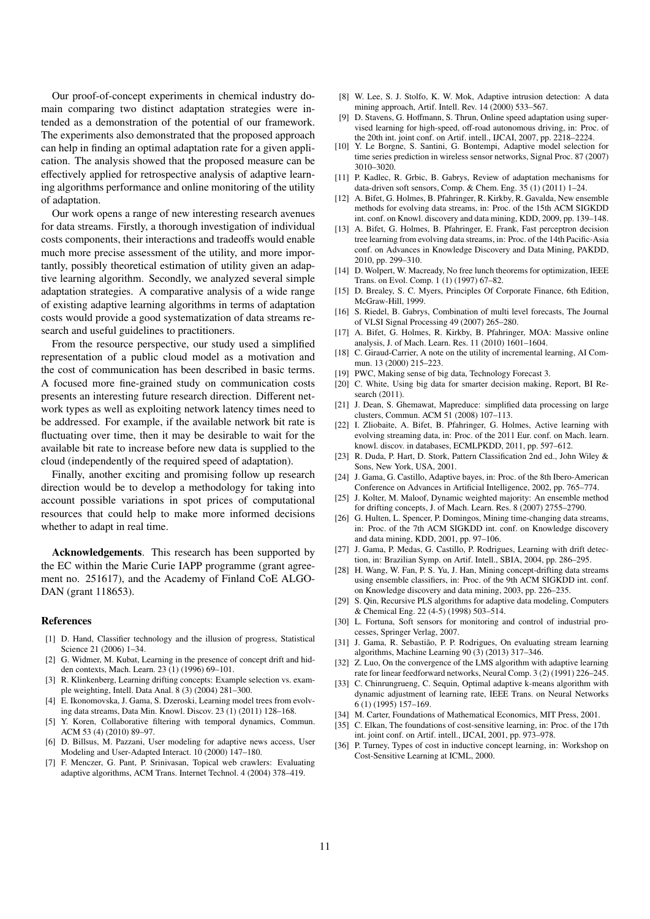Our proof-of-concept experiments in chemical industry domain comparing two distinct adaptation strategies were intended as a demonstration of the potential of our framework. The experiments also demonstrated that the proposed approach can help in finding an optimal adaptation rate for a given application. The analysis showed that the proposed measure can be effectively applied for retrospective analysis of adaptive learning algorithms performance and online monitoring of the utility of adaptation.

Our work opens a range of new interesting research avenues for data streams. Firstly, a thorough investigation of individual costs components, their interactions and tradeoffs would enable much more precise assessment of the utility, and more importantly, possibly theoretical estimation of utility given an adaptive learning algorithm. Secondly, we analyzed several simple adaptation strategies. A comparative analysis of a wide range of existing adaptive learning algorithms in terms of adaptation costs would provide a good systematization of data streams research and useful guidelines to practitioners.

From the resource perspective, our study used a simplified representation of a public cloud model as a motivation and the cost of communication has been described in basic terms. A focused more fine-grained study on communication costs presents an interesting future research direction. Different network types as well as exploiting network latency times need to be addressed. For example, if the available network bit rate is fluctuating over time, then it may be desirable to wait for the available bit rate to increase before new data is supplied to the cloud (independently of the required speed of adaptation).

Finally, another exciting and promising follow up research direction would be to develop a methodology for taking into account possible variations in spot prices of computational resources that could help to make more informed decisions whether to adapt in real time.

**Acknowledgements**. This research has been supported by the EC within the Marie Curie IAPP programme (grant agreement no. 251617), and the Academy of Finland CoE ALGODAN (grant 118653).

## References

[1] D. Hand, Classifier technology and the illusion of progress, Statistical Science 21 (2006) 1–34.

[2] G. Widmer, M. Kubat, Learning in the presence of concept drift and hidden contexts, Mach. Learn. 23 (1) (1996) 69–101.

[3] R. Klinkenberg, Learning drifting concepts: Example selection vs. example weighting, Intell. Data Anal. 8 (3) (2004) 281–300.

[4] E. Ikonomovska, J. Gama, S. Dzeroski, Learning model trees from evolving data streams, Data Min. Knowl. Discov. 23 (1) (2011) 128–168.

[5] Y. Koren, Collaborative filtering with temporal dynamics, Commun. ACM 53 (4) (2010) 89–97.

[6] D. Billsus, M. Pazzani, User modeling for adaptive news access, User Modeling and User-Adapted Interact. 10 (2000) 147–180.

[7] F. Menczer, G. Pant, P. Srinivasan, Topical web crawlers: Evaluating adaptive algorithms, ACM Trans. Internet Technol. 4 (2004) 378–419.

[8] W. Lee, S. J. Stolfo, K. W. Mok, Adaptive intrusion detection: A data mining approach, Artif. Intell. Rev. 14 (2000) 533–567.

[9] D. Stavens, G. Hoffmann, S. Thrun, Online speed adaptation using supervised learning for high-speed, off-road autonomous driving, in: Proc. of the 20th int. joint conf. on Artif. intell., IJCAI, 2007, pp. 2218–2224.

[10] Y. Le Borgne, S. Santini, G. Bontempi, Adaptive model selection for time series prediction in wireless sensor networks, Signal Proc. 87 (2007) 3010–3020.

[11] P. Kadlec, R. Grbic, B. Gabrys, Review of adaptation mechanisms for data-driven soft sensors, Comp. & Chem. Eng. 35 (1) (2011) 1–24.

[12] A. Bifet, G. Holmes, B. Pfahringer, R. Kirkby, R. Gavalda, New ensemble methods for evolving data streams, in: Proc. of the 15th ACM SIGKDD int. conf. on Knowl. discovery and data mining, KDD, 2009, pp. 139–148.

[13] A. Bifet, G. Holmes, B. Pfahringer, E. Frank, Fast perceptron decision tree learning from evolving data streams, in: Proc. of the 14th Pacific-Asia conf. on Advances in Knowledge Discovery and Data Mining, PAKDD, 2010, pp. 299–310.

[14] D. Wolpert, W. Macready, No free lunch theorems for optimization, IEEE Trans. on Evol. Comp. 1 (1) (1997) 67–82.

[15] D. Brealey, S. C. Myers, Principles Of Corporate Finance, 6th Edition, McGraw-Hill, 1999.

[16] S. Riedel, B. Gabrys, Combination of multi level forecasts, The Journal of VLSI Signal Processing 49 (2007) 265–280.

[17] A. Bifet, G. Holmes, R. Kirkby, B. Pfahringer, MOA: Massive online analysis, J. of Mach. Learn. Res. 11 (2010) 1601–1604.

[18] C. Giraud-Carrier, A note on the utility of incremental learning, AI Commun. 13 (2000) 215–223.

[19] PWC, Making sense of big data, Technology Forecast 3.

[20] C. White, Using big data for smarter decision making, Report, BI Research (2011).

[21] J. Dean, S. Ghemawat, Mapreduce: simplified data processing on large clusters, Commun. ACM 51 (2008) 107–113.

[22] I. Zliobaite, A. Bifet, B. Pfahringer, G. Holmes, Active learning with evolving streaming data, in: Proc. of the 2011 Eur. conf. on Mach. learn. knowl. discov. in databases, ECMLPKDD, 2011, pp. 597–612.

[23] R. Duda, P. Hart, D. Stork, Pattern Classification 2nd ed., John Wiley & Sons, New York, USA, 2001.

[24] J. Gama, G. Castillo, Adaptive bayes, in: Proc. of the 8th Ibero-American Conference on Advances in Artificial Intelligence, 2002, pp. 765–774.

[25] J. Kolter, M. Maloof, Dynamic weighted majority: An ensemble method for drifting concepts, J. of Mach. Learn. Res. 8 (2007) 2755–2790.

[26] G. Hulten, L. Spencer, P. Domingos, Mining time-changing data streams, in: Proc. of the 7th ACM SIGKDD int. conf. on Knowledge discovery and data mining, KDD, 2001, pp. 97–106.

[27] J. Gama, P. Medas, G. Castillo, P. Rodrigues, Learning with drift detection, in: Brazilian Symp. on Artif. Intell., SBIA, 2004, pp. 286–295.

[28] H. Wang, W. Fan, P. S. Yu, J. Han, Mining concept-drifting data streams using ensemble classifiers, in: Proc. of the 9th ACM SIGKDD int. conf. on Knowledge discovery and data mining, 2003, pp. 226–235.

[29] S. Qin, Recursive PLS algorithms for adaptive data modeling, Computers & Chemical Eng. 22 (4-5) (1998) 503–514.

[30] L. Fortuna, Soft sensors for monitoring and control of industrial processes, Springer Verlag, 2007.

[31] J. Gama, R. Sebastião, P. P. Rodrigues, On evaluating stream learning algorithms, Machine Learning 90 (3) (2013) 317–346.

[32] Z. Luo, On the convergence of the LMS algorithm with adaptive learning rate for linear feedforward networks, Neural Comp. 3 (2) (1991) 226–245.

[33] C. Chinrungrueng, C. Sequin, Optimal adaptive k-means algorithm with dynamic adjustment of learning rate, IEEE Trans. on Neural Networks 6 (1) (1995) 157–169.

[34] M. Carter, Foundations of Mathematical Economics, MIT Press, 2001.

[35] C. Elkan, The foundations of cost-sensitive learning, in: Proc. of the 17th int. joint conf. on Artif. intell., IJCAI, 2001, pp. 973–978.

[36] P. Turney, Types of cost in inductive concept learning, in: Workshop on Cost-Sensitive Learning at ICML, 2000.